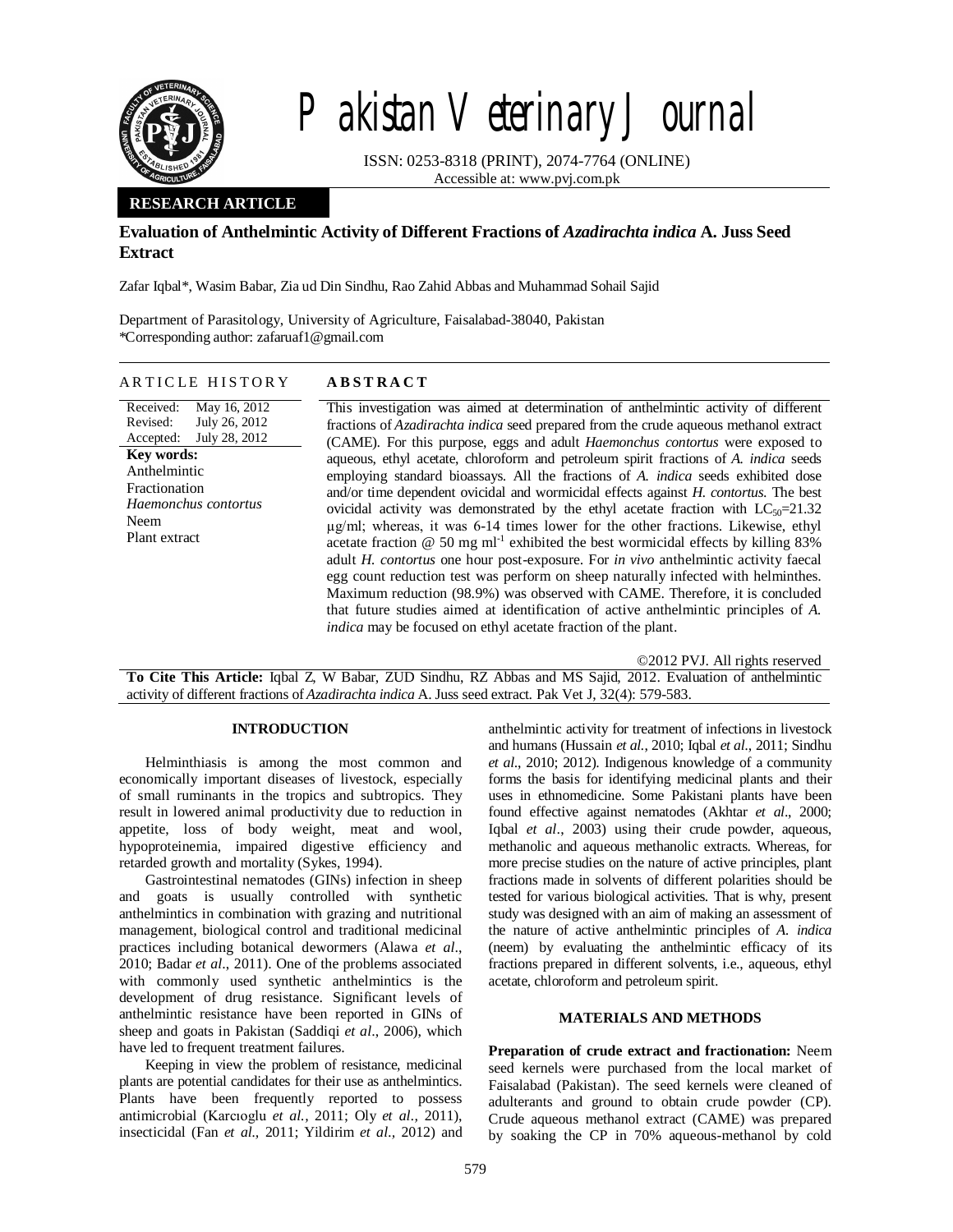# Pakistan Veterinary Journal

ISSN: 0253-8318 (PRINT), 2074-7764 (ONLINE)
Accessible at: www.pvj.com.pk

**RESEARCH ARTICLE**

## Evaluation of Anthelmintic Activity of Different Fractions of *Azadirachta indica* A. Juss Seed Extract

Zafar Iqbal*, Wasim Babar, Zia ud Din Sindhu, Rao Zahid Abbas and Muhammad Sohail Sajid

Department of Parasitology, University of Agriculture, Faisalabad-38040, Pakistan
*Corresponding author: zafaruaf1@gmail.com

**ARTICLE HISTORY**

Received: May 16, 2012
Revised: July 26, 2012
Accepted: July 28, 2012

**Key words:**
Anthelmintic
Fractionation
*Haemonchus contortus*
Neem
Plant extract

**ABSTRACT**

This investigation was aimed at determination of anthelmintic activity of different fractions of *Azadirachta indica* seed prepared from the crude aqueous methanol extract (CAME). For this purpose, eggs and adult *Haemonchus contortus* were exposed to aqueous, ethyl acetate, chloroform and petroleum spirit fractions of *A. indica* seeds employing standard bioassays. All the fractions of *A. indica* seeds exhibited dose and/or time dependent ovicidal and wormicidal effects against *H. contortus*. The best ovicidal activity was demonstrated by the ethyl acetate fraction with $LC_{50}$=21.32 µg/ml; whereas, it was 6-14 times lower for the other fractions. Likewise, ethyl acetate fraction @ 50 mg ml$^{-1}$ exhibited the best wormicidal effects by killing 83% adult *H. contortus* one hour post-exposure. For *in vivo* anthelmintic activity faecal egg count reduction test was perform on sheep naturally infected with helminthes. Maximum reduction (98.9%) was observed with CAME. Therefore, it is concluded that future studies aimed at identification of active anthelmintic principles of *A. indica* may be focused on ethyl acetate fraction of the plant.

©2012 PVJ. All rights reserved

**To Cite This Article:** Iqbal Z, W Babar, ZUD Sindhu, RZ Abbas and MS Sajid, 2012. Evaluation of anthelmintic activity of different fractions of *Azadirachta indica* A. Juss seed extract. Pak Vet J, 32(4): 579-583.

## INTRODUCTION

Helminthiasis is among the most common and economically important diseases of livestock, especially of small ruminants in the tropics and subtropics. They result in lowered animal productivity due to reduction in appetite, loss of body weight, meat and wool, hypoproteinemia, impaired digestive efficiency and retarded growth and mortality (Sykes, 1994).

Gastrointestinal nematodes (GINs) infection in sheep and goats is usually controlled with synthetic anthelmintics in combination with grazing and nutritional management, biological control and traditional medicinal practices including botanical dewormers (Alawa *et al*., 2010; Badar *et al*., 2011). One of the problems associated with commonly used synthetic anthelmintics is the development of drug resistance. Significant levels of anthelmintic resistance have been reported in GINs of sheep and goats in Pakistan (Saddiqi *et al*., 2006), which have led to frequent treatment failures.

Keeping in view the problem of resistance, medicinal plants are potential candidates for their use as anthelmintics. Plants have been frequently reported to possess antimicrobial (Karcıoglu *et al.*, 2011; Oly *et al.,* 2011), insecticidal (Fan *et al*., 2011; Yildirim *et al*., 2012) and anthelmintic activity for treatment of infections in livestock and humans (Hussain *et al.*, 2010; Iqbal *et al*., 2011; Sindhu *et al*., 2010; 2012). Indigenous knowledge of a community forms the basis for identifying medicinal plants and their uses in ethnomedicine. Some Pakistani plants have been found effective against nematodes (Akhtar *et al*., 2000; Iqbal *et al*., 2003) using their crude powder, aqueous, methanolic and aqueous methanolic extracts. Whereas, for more precise studies on the nature of active principles, plant fractions made in solvents of different polarities should be tested for various biological activities. That is why, present study was designed with an aim of making an assessment of the nature of active anthelmintic principles of *A. indica* (neem) by evaluating the anthelmintic efficacy of its fractions prepared in different solvents, i.e., aqueous, ethyl acetate, chloroform and petroleum spirit.

## MATERIALS AND METHODS

**Preparation of crude extract and fractionation:** Neem seed kernels were purchased from the local market of Faisalabad (Pakistan). The seed kernels were cleaned of adulterants and ground to obtain crude powder (CP). Crude aqueous methanol extract (CAME) was prepared by soaking the CP in 70% aqueous-methanol by cold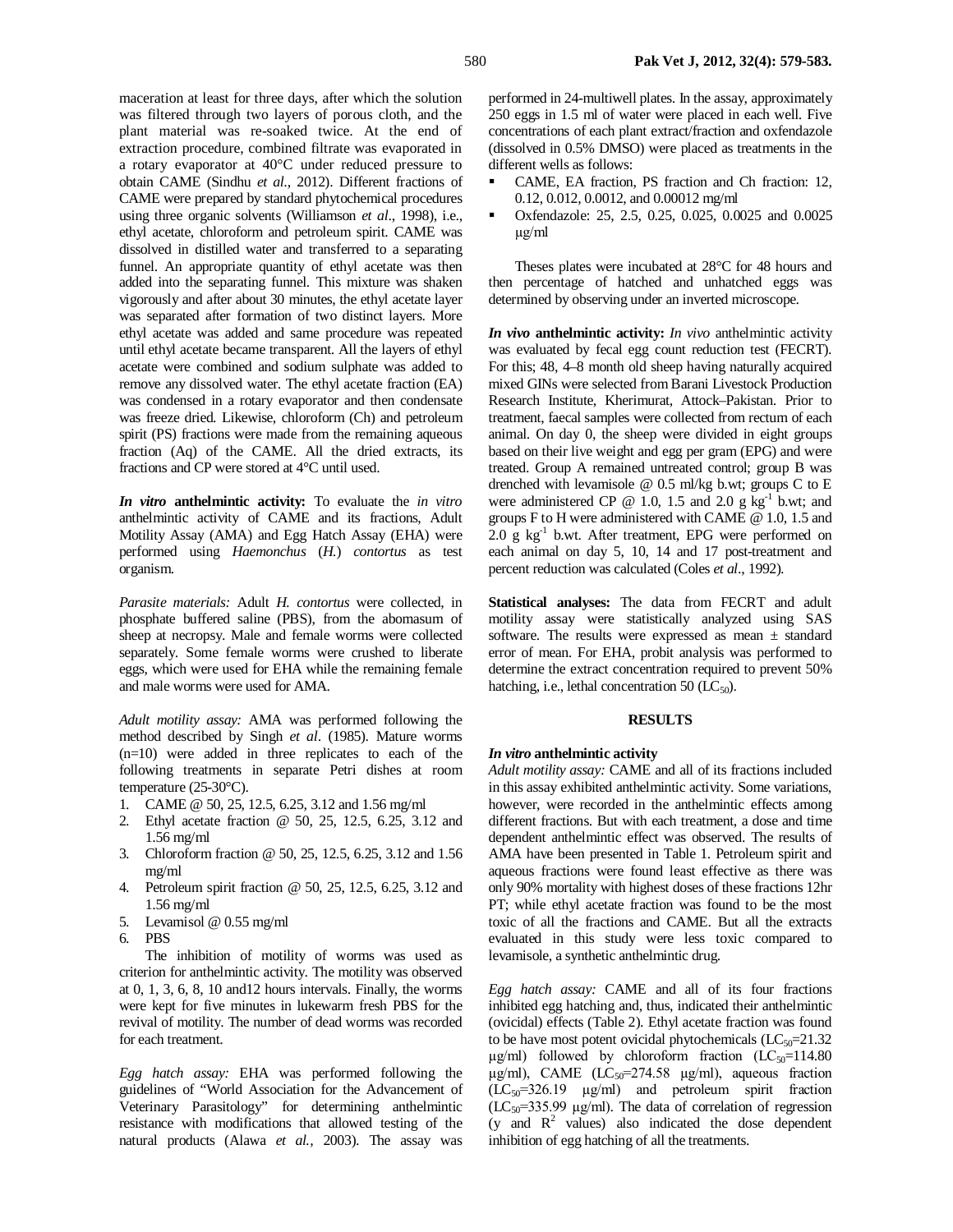maceration at least for three days, after which the solution was filtered through two layers of porous cloth, and the plant material was re-soaked twice. At the end of extraction procedure, combined filtrate was evaporated in a rotary evaporator at 40°C under reduced pressure to obtain CAME (Sindhu *et al*., 2012). Different fractions of CAME were prepared by standard phytochemical procedures using three organic solvents (Williamson *et al*., 1998), i.e., ethyl acetate, chloroform and petroleum spirit. CAME was dissolved in distilled water and transferred to a separating funnel. An appropriate quantity of ethyl acetate was then added into the separating funnel. This mixture was shaken vigorously and after about 30 minutes, the ethyl acetate layer was separated after formation of two distinct layers. More ethyl acetate was added and same procedure was repeated until ethyl acetate became transparent. All the layers of ethyl acetate were combined and sodium sulphate was added to remove any dissolved water. The ethyl acetate fraction (EA) was condensed in a rotary evaporator and then condensate was freeze dried. Likewise, chloroform (Ch) and petroleum spirit (PS) fractions were made from the remaining aqueous fraction (Aq) of the CAME. All the dried extracts, its fractions and CP were stored at 4°C until used.

***In vitro* anthelmintic activity:** To evaluate the *in vitro* anthelmintic activity of CAME and its fractions, Adult Motility Assay (AMA) and Egg Hatch Assay (EHA) were performed using *Haemonchus* (*H.*) *contortus* as test organism.

*Parasite materials:* Adult *H. contortus* were collected, in phosphate buffered saline (PBS), from the abomasum of sheep at necropsy. Male and female worms were collected separately. Some female worms were crushed to liberate eggs, which were used for EHA while the remaining female and male worms were used for AMA.

*Adult motility assay:* AMA was performed following the method described by Singh *et al*. (1985). Mature worms (n=10) were added in three replicates to each of the following treatments in separate Petri dishes at room temperature (25-30°C).

1. CAME @ 50, 25, 12.5, 6.25, 3.12 and 1.56 mg/ml
2. Ethyl acetate fraction @ 50, 25, 12.5, 6.25, 3.12 and 1.56 mg/ml
3. Chloroform fraction @ 50, 25, 12.5, 6.25, 3.12 and 1.56 mg/ml
4. Petroleum spirit fraction @ 50, 25, 12.5, 6.25, 3.12 and 1.56 mg/ml
5. Levamisol @ 0.55 mg/ml
6. PBS

The inhibition of motility of worms was used as criterion for anthelmintic activity. The motility was observed at 0, 1, 3, 6, 8, 10 and12 hours intervals. Finally, the worms were kept for five minutes in lukewarm fresh PBS for the revival of motility. The number of dead worms was recorded for each treatment.

*Egg hatch assay:* EHA was performed following the guidelines of "World Association for the Advancement of Veterinary Parasitology" for determining anthelmintic resistance with modifications that allowed testing of the natural products (Alawa *et al.*, 2003). The assay was performed in 24-multiwell plates. In the assay, approximately 250 eggs in 1.5 ml of water were placed in each well. Five concentrations of each plant extract/fraction and oxfendazole (dissolved in 0.5% DMSO) were placed as treatments in the different wells as follows:

- CAME, EA fraction, PS fraction and Ch fraction: 12, 0.12, 0.012, 0.0012, and 0.00012 mg/ml
- Oxfendazole: 25, 2.5, 0.25, 0.025, 0.0025 and 0.0025 µg/ml

Theses plates were incubated at 28°C for 48 hours and then percentage of hatched and unhatched eggs was determined by observing under an inverted microscope.

***In vivo* anthelmintic activity:** *In vivo* anthelmintic activity was evaluated by fecal egg count reduction test (FECRT). For this; 48, 4–8 month old sheep having naturally acquired mixed GINs were selected from Barani Livestock Production Research Institute, Kherimurat, Attock–Pakistan. Prior to treatment, faecal samples were collected from rectum of each animal. On day 0, the sheep were divided in eight groups based on their live weight and egg per gram (EPG) and were treated. Group A remained untreated control; group B was drenched with levamisole @ 0.5 ml/kg b.wt; groups C to E were administered CP @ 1.0, 1.5 and 2.0 g $kg^{-1}$ b.wt; and groups F to H were administered with CAME @ 1.0, 1.5 and 2.0 g $kg^{-1}$ b.wt. After treatment, EPG were performed on each animal on day 5, 10, 14 and 17 post-treatment and percent reduction was calculated (Coles *et al*., 1992).

**Statistical analyses:** The data from FECRT and adult motility assay were statistically analyzed using SAS software. The results were expressed as mean ± standard error of mean. For EHA, probit analysis was performed to determine the extract concentration required to prevent 50% hatching, i.e., lethal concentration 50 ($LC_{50}$).

## RESULTS

### *In vitro* anthelmintic activity

*Adult motility assay:* CAME and all of its fractions included in this assay exhibited anthelmintic activity. Some variations, however, were recorded in the anthelmintic effects among different fractions. But with each treatment, a dose and time dependent anthelmintic effect was observed. The results of AMA have been presented in Table 1. Petroleum spirit and aqueous fractions were found least effective as there was only 90% mortality with highest doses of these fractions 12hr PT; while ethyl acetate fraction was found to be the most toxic of all the fractions and CAME. But all the extracts evaluated in this study were less toxic compared to levamisole, a synthetic anthelmintic drug.

*Egg hatch assay:* CAME and all of its four fractions inhibited egg hatching and, thus, indicated their anthelmintic (ovicidal) effects (Table 2). Ethyl acetate fraction was found to be have most potent ovicidal phytochemicals ($LC_{50}$=21.32 µg/ml) followed by chloroform fraction ($LC_{50}$=114.80 µg/ml), CAME ($LC_{50}$=274.58 µg/ml), aqueous fraction ($LC_{50}$=326.19 µg/ml) and petroleum spirit fraction ($LC_{50}$=335.99 µg/ml). The data of correlation of regression (y and $R^2$ values) also indicated the dose dependent inhibition of egg hatching of all the treatments.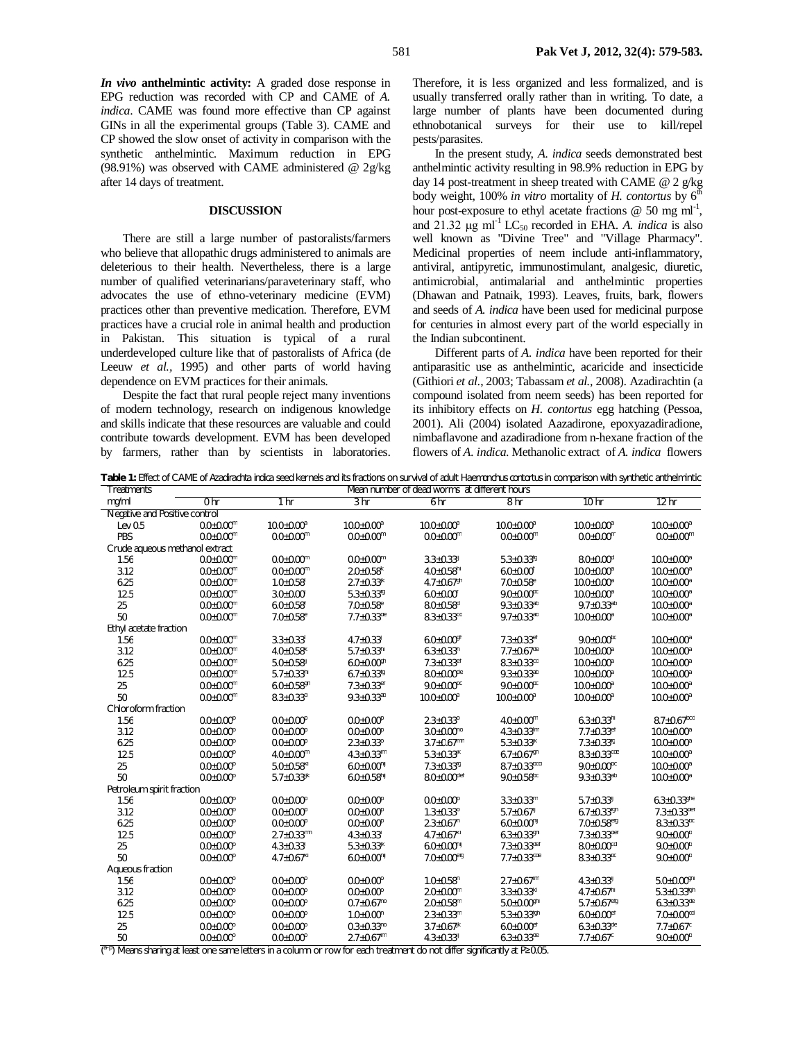***In vivo* anthelmintic activity:** A graded dose response in EPG reduction was recorded with CP and CAME of *A. indica*. CAME was found more effective than CP against GINs in all the experimental groups (Table 3). CAME and CP showed the slow onset of activity in comparison with the synthetic anthelmintic. Maximum reduction in EPG (98.91%) was observed with CAME administered @ 2g/kg after 14 days of treatment.

## DISCUSSION

There are still a large number of pastoralists/farmers who believe that allopathic drugs administered to animals are deleterious to their health. Nevertheless, there is a large number of qualified veterinarians/paraveterinary staff, who advocates the use of ethno-veterinary medicine (EVM) practices other than preventive medication. Therefore, EVM practices have a crucial role in animal health and production in Pakistan. This situation is typical of a rural underdeveloped culture like that of pastoralists of Africa (de Leeuw *et al.,* 1995) and other parts of world having dependence on EVM practices for their animals.

Despite the fact that rural people reject many inventions of modern technology, research on indigenous knowledge and skills indicate that these resources are valuable and could contribute towards development. EVM has been developed by farmers, rather than by scientists in laboratories. Therefore, it is less organized and less formalized, and is usually transferred orally rather than in writing. To date, a large number of plants have been documented during ethnobotanical surveys for their use to kill/repel pests/parasites.

In the present study, *A. indica* seeds demonstrated best anthelmintic activity resulting in 98.9% reduction in EPG by day 14 post-treatment in sheep treated with CAME @ 2 g/kg body weight, 100% *in vitro* mortality of *H. contortus* by 6[th] hour post-exposure to ethyl acetate fractions @ 50 mg ml$^{-1}$, and 21.32 µg ml$^{-1}$ $LC_{50}$ recorded in EHA. *A. indica* is also well known as "Divine Tree" and "Village Pharmacy". Medicinal properties of neem include anti-inflammatory, antiviral, antipyretic, immunostimulant, analgesic, diuretic, antimicrobial, antimalarial and anthelmintic properties (Dhawan and Patnaik, 1993). Leaves, fruits, bark, flowers and seeds of *A. indica* have been used for medicinal purpose for centuries in almost every part of the world especially in the Indian subcontinent.

Different parts of *A. indica* have been reported for their antiparasitic use as anthelmintic, acaricide and insecticide (Githiori *et al.*, 2003; Tabassam *et al.*, 2008). Azadirachtin (a compound isolated from neem seeds) has been reported for its inhibitory effects on *H. contortus* egg hatching (Pessoa, 2001). Ali (2004) isolated Aazadirone, epoxyazadiradione, nimbaflavone and azadiradione from n-hexane fraction of the flowers of *A. indica.* Methanolic extract of *A. indica* flowers

**Table 1:** Effect of CAME of *Azadirachta indica* seed kernels and its fractions on survival of adult *Haemonchus contortus* in comparison with synthetic anthelmintic

| Treatments mg/ml | Mean number of dead worms at different hours | | | | | | |
|---|---|---|---|---|---|---|---|
| | 0 hr | 1 hr | 3 hr | 6 hr | 8 hr | 10 hr | 12 hr |
| **Negative and Positive control** | | | | | | | |
| Lev 0.5 | 0.0±0.00[m] | 10.0±0.00[a] | 10.0±0.00[a] | 10.0±0.00[a] | 10.0±0.00[a] | 10.0±0.00[a] | 10.0±0.00[a] |
| PBS | 0.0±0.00[m] | 0.0±0.00[m] | 0.0±0.00[m] | 0.0±0.00[m] | 0.0±0.00[m] | 0.0±0.00[m] | 0.0±0.00[m] |
| **Crude aqueous methanol extract** | | | | | | | |
| 1.56 | 0.0±0.00[m] | 0.0±0.00[m] | 0.0±0.00[m] | 3.3±0.33[j] | 5.3±0.33[g] | 8.0±0.00[d] | 10.0±0.00[a] |
| 3.12 | 0.0±0.00[m] | 0.0±0.00[m] | 2.0±0.58[k] | 4.0±0.58[hi] | 6.0±0.00[f] | 10.0±0.00[a] | 10.0±0.00[a] |
| 6.25 | 0.0±0.00[m] | 1.0±0.58[l] | 2.7±0.33[jk] | 4.7±0.67[gh] | 7.0±0.58[e] | 10.0±0.00[a] | 10.0±0.00[a] |
| 12.5 | 0.0±0.00[m] | 3.0±0.00[j] | 5.3±0.33[fg] | 6.0±0.00[f] | 9.0±0.00[bc] | 10.0±0.00[a] | 10.0±0.00[a] |
| 25 | 0.0±0.00[m] | 6.0±0.58[f] | 7.0±0.58[e] | 8.0±0.58[d] | 9.3±0.33[ab] | 9.7±0.33[ab] | 10.0±0.00[a] |
| 50 | 0.0±0.00[m] | 7.0±0.58[e] | 7.7±0.33[de] | 8.3±0.33[cd] | 9.7±0.33[ab] | 10.0±0.00[a] | 10.0±0.00[a] |
| **Ethyl acetate fraction** | | | | | | | |
| 1.56 | 0.0±0.00[m] | 3.3±0.33[j] | 4.7±0.33[i] | 6.0±0.00[gf] | 7.3±0.33[ef] | 9.0±0.00[bc] | 10.0±0.00[a] |
| 3.12 | 0.0±0.00[m] | 4.0±0.58[k] | 5.7±0.33[hi] | 6.3±0.33[h] | 7.7±0.67[de] | 10.0±0.00[a] | 10.0±0.00[a] |
| 6.25 | 0.0±0.00[m] | 5.0±0.58[ij] | 6.0±0.00[gh] | 7.3±0.33[ef] | 8.3±0.33[cd] | 10.0±0.00[a] | 10.0±0.00[a] |
| 12.5 | 0.0±0.00[m] | 5.7±0.33[hi] | 6.7±0.33[fg] | 8.0±0.00[de] | 9.3±0.33[ab] | 10.0±0.00[a] | 10.0±0.00[a] |
| 25 | 0.0±0.00[m] | 6.0±0.58[gh] | 7.3±0.33[ef] | 9.0±0.00[bc] | 9.0±0.00[bc] | 10.0±0.00[a] | 10.0±0.00[a] |
| 50 | 0.0±0.00[m] | 8.3±0.33[d] | 9.3±0.33[ab] | 10.0±0.00[a] | 10.0±0.00[a] | 10.0±0.00[a] | 10.0±0.00[a] |
| **Chloroform fraction** | | | | | | | |
| 1.56 | 0.0±0.00[p] | 0.0±0.00[p] | 0.0±0.00[p] | 2.3±0.33[o] | 4.0±0.00[m] | 6.3±0.33[hi] | 8.7±0.67[bcd] |
| 3.12 | 0.0±0.00[p] | 0.0±0.00[p] | 0.0±0.00[p] | 3.0±0.00[no] | 4.3±0.33[lm] | 7.7±0.33[ef] | 10.0±0.00[a] |
| 6.25 | 0.0±0.00[p] | 0.0±0.00[p] | 2.3±0.33[o] | 3.7±0.67[mn] | 5.3±0.33[k] | 7.3±0.33[fg] | 10.0±0.00[a] |
| 12.5 | 0.0±0.00[p] | 4.0±0.00[m] | 4.3±0.33[lm] | 5.3±0.33[k] | 6.7±0.67[gh] | 8.3±0.33[cde] | 10.0±0.00[a] |
| 25 | 0.0±0.00[p] | 5.0±0.58[kl] | 6.0±0.00[hij] | 7.3±0.33[fg] | 8.7±0.33[bcd] | 9.0±0.00[bc] | 10.0±0.00[a] |
| 50 | 0.0±0.00[p] | 5.7±0.33[jk] | 6.0±0.58[hij] | 8.0±0.00[def] | 9.0±0.58[bc] | 9.3±0.33[ab] | 10.0±0.00[a] |
| **Petroleum spirit fraction** | | | | | | | |
| 1.56 | 0.0±0.00[p] | 0.0±0.00[p] | 0.0±0.00[p] | 0.0±0.00[p] | 3.3±0.33[m] | 5.7±0.33[ij] | 6.3±0.33[ghe] |
| 3.12 | 0.0±0.00[p] | 0.0±0.00[p] | 0.0±0.00[p] | 1.3±0.33[o] | 5.7±0.67[ij] | 6.7±0.33[fgh] | 7.3±0.33[def] |
| 6.25 | 0.0±0.00[p] | 0.0±0.00[p] | 0.0±0.00[p] | 2.3±0.67[n] | 6.0±0.00[hij] | 7.0±0.58[efg] | 8.3±0.33[bc] |
| 12.5 | 0.0±0.00[p] | 2.7±0.33[mn] | 4.3±0.33[l] | 4.7±0.67[kl] | 6.3±0.33[gh] | 7.3±0.33[def] | 9.0±0.00[b] |
| 25 | 0.0±0.00[p] | 4.3±0.33[l] | 5.3±0.33[jk] | 6.0±0.00[hij] | 7.3±0.33[def] | 8.0±0.00[cd] | 9.0±0.00[b] |
| 50 | 0.0±0.00[p] | 4.7±0.67[kl] | 6.0±0.00[hij] | 7.0±0.00[efg] | 7.7±0.33[cde] | 8.3±0.33[bc] | 9.0±0.00[b] |
| **Aqueous fraction** | | | | | | | |
| 1.56 | 0.0±0.00[p] | 0.0±0.00[p] | 0.0±0.00[p] | 1.0±0.58[n] | 2.7±0.67[lm] | 4.3±0.33[ij] | 5.0±0.00[gh] |
| 3.12 | 0.0±0.00[p] | 0.0±0.00[p] | 0.0±0.00[p] | 2.0±0.00[m] | 3.3±0.33[kl] | 4.7±0.67[hi] | 5.3±0.33[fgh] |
| 6.25 | 0.0±0.00[p] | 0.0±0.00[p] | 0.7±0.67[no] | 2.0±0.58[m] | 5.0±0.00[ghi] | 5.7±0.67[efg] | 6.3±0.33[de] |
| 12.5 | 0.0±0.00[p] | 0.0±0.00[p] | 1.0±0.00[n] | 2.3±0.33[m] | 5.3±0.33[fgh] | 6.0±0.00[ef] | 7.0±0.00[cd] |
| 25 | 0.0±0.00[p] | 0.0±0.00[p] | 0.3±0.33[no] | 3.7±0.67[jk] | 6.0±0.00[ef] | 6.3±0.33[de] | 7.7±0.67[c] |
| 50 | 0.0±0.00[p] | 0.0±0.00[p] | 2.7±0.67[lm] | 4.3±0.33[ij] | 6.3±0.33[de] | 7.7±0.67[c] | 9.0±0.00[b] |

([a-p]) Means sharing at least one same letters in a column or row for each treatment do not differ significantly at P≥0.05.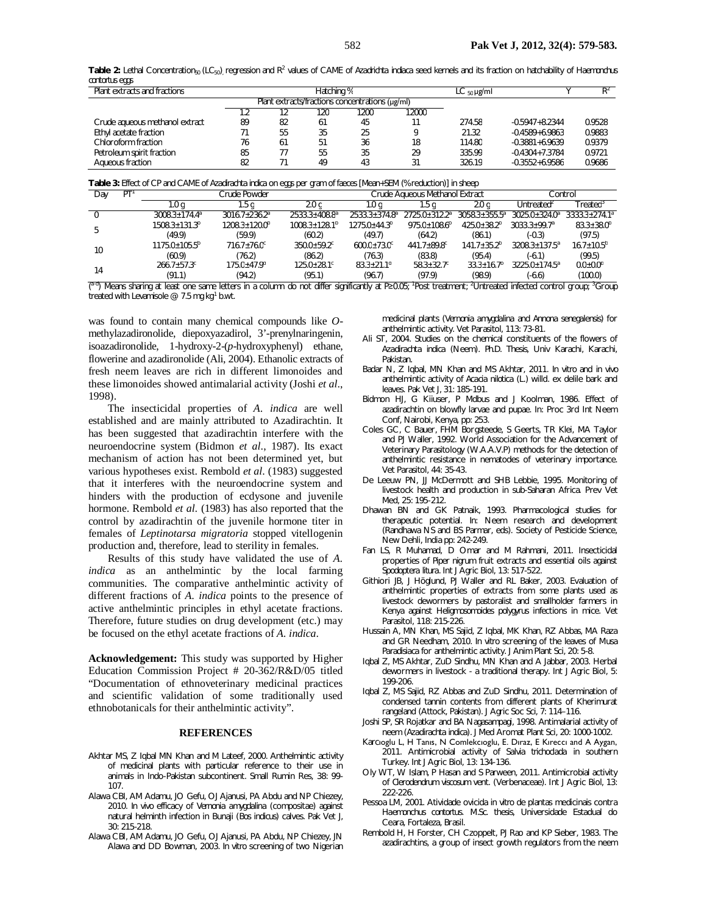**Table 2:** Lethal Concentration$_{50}$ ($LC_{50}$), regression and $R^2$ values of CAME of *Azadirchta indiaca* seed kernels and its fraction on hatchability of *Haemonchus contortus* eggs

| Plant extracts and fractions | Hatching % | | | | | $LC_{50}$ µg/ml | Y | $R^2$ |
|---|---|---|---|---|---|---|---|---|
| | Plant extracts/fractions concentrations (µg/ml) | | | | | | | |
| | 1.2 | 12 | 120 | 1200 | 12000 | | | |
| Crude aqueous methanol extract | 89 | 82 | 61 | 45 | 11 | 274.58 | -0.5947+8.2344 | 0.9528 |
| Ethyl acetate fraction | 71 | 55 | 35 | 25 | 9 | 21.32 | -0.4589+6.9863 | 0.9883 |
| Chloroform fraction | 76 | 61 | 51 | 36 | 18 | 114.80 | -0.3881+6.9639 | 0.9379 |
| Petroleum spirit fraction | 85 | 77 | 55 | 35 | 29 | 335.99 | -0.4304+7.3784 | 0.9721 |
| Aqueous fraction | 82 | 71 | 49 | 43 | 31 | 326.19 | -0.3552+6.9586 | 0.9686 |

**Table 3:** Effect of CP and CAME of *Azadirachta indica* on eggs per gram of faeces [Mean±SEM (% reduction)] in sheep

| Day PT[1] | Crude Powder | | | Crude Aqueous Methanol Extract | | | Control | |
|---|---|---|---|---|---|---|---|---|
| | 1.0 g | 1.5 g | 2.0 g | 1.0 g | 1.5 g | 2.0 g | Untreated[2] | Treated[3] |
| 0 | 3008.3±174.4[a] | 3016.7±236.2[a] | 2533.3±408.8[a] | 2533.3±374.8[a] | 2725.0±312.2[a] | 3058.3±355.5[a] | 3025.0±324.0[a] | 3333.3±274.1[a] |
| 5 | 1508.3±131.3[b] (49.9) | 1208.3±120.0[b] (59.9) | 1008.3±128.1[b] (60.2) | 1275.0±44.3[b] (49.7) | 975.0±108.6[b] (64.2) | 425.0±38.2[b] (86.1) | 3033.3±99.7[a] (-0.3) | 83.3±38.0[b] (97.5) |
| 10 | 1175.0±105.5[b] (60.9) | 716.7±76.0[c] (76.2) | 350.0±59.2[c] (86.2) | 600.0±73.0[c] (76.3) | 441.7±89.8[c] (83.8) | 141.7±35.2[b] (95.4) | 3208.3±137.5[a] (-6.1) | 16.7±10.5[b] (99.5) |
| 14 | 266.7±57.3[c] (91.1) | 175.0±47.9[d] (94.2) | 125.0±28.1[c] (95.1) | 83.3±21.1[d] (96.7) | 58.3±32.7[c] (97.9) | 33.3±16.7[b] (98.9) | 3225.0±174.5[a] (-6.6) | 0.0±0.0[c] (100.0) |

([a-d]) Means sharing at least one same letters in a column do not differ significantly at P≥0.05; [1]Post treatment; [2]Untreated infected control group; [3]Group treated with Levamisole @ 7.5 mg kg[-1] b.wt.

was found to contain many chemical compounds like *O*-methylazadironolide, diepoxyazadirol, 3'-prenylnaringenin, isoazadironolide, 1-hydroxy-2-(*p*-hydroxyphenyl) ethane, flowerine and azadironolide (Ali, 2004). Ethanolic extracts of fresh neem leaves are rich in different limonoides and these limonoides showed antimalarial activity (Joshi *et al*., 1998).

The insecticidal properties of *A. indica* are well established and are mainly attributed to Azadirachtin. It has been suggested that azadirachtin interfere with the neuroendocrine system (Bidmon *et al*., 1987). Its exact mechanism of action has not been determined yet, but various hypotheses exist. Rembold *et al*. (1983) suggested that it interferes with the neuroendocrine system and hinders with the production of ecdysone and juvenile hormone. Rembold *et al*. (1983) has also reported that the control by azadirachtin of the juvenile hormone titer in females of *Leptinotarsa migratoria* stopped vitellogenin production and, therefore, lead to sterility in females.

Results of this study have validated the use of *A. indica* as an anthelmintic by the local farming communities. The comparative anthelmintic activity of different fractions of *A. indica* points to the presence of active anthelmintic principles in ethyl acetate fractions. Therefore, future studies on drug development (etc.) may be focused on the ethyl acetate fractions of *A. indica*.

**Acknowledgement:** This study was supported by Higher Education Commission Project # 20-362/R&D/05 titled "Documentation of ethnoveterinary medicinal practices and scientific validation of some traditionally used ethnobotanicals for their anthelmintic activity".

## REFERENCES

Akhtar MS, Z Iqbal MN Khan and M Lateef, 2000. Anthelmintic activity of medicinal plants with particular reference to their use in animals in Indo-Pakistan subcontinent. Small Rumin Res, 38: 99-107.

Alawa CBI, AM Adamu, JO Gefu, OJ Ajanusi, PA Abdu and NP Chiezey, 2010. In vivo efficacy of Vernonia amygdalina (compositae) against natural helminth infection in Bunaji (Bos indicus) calves. Pak Vet J, 30: 215-218.

Alawa CBI, AM Adamu, JO Gefu, OJ Ajanusi, PA Abdu, NP Chiezey, JN Alawa and DD Bowman, 2003. In vitro screening of two Nigerian medicinal plants (Vernonia amygdalina and Annona senegalensis) for anthelmintic activity. Vet Parasitol, 113: 73-81.

Ali ST, 2004. Studies on the chemical constituents of the flowers of Azadirachta indica (Neem). Ph.D. Thesis, Univ Karachi, Karachi, Pakistan.

Badar N, Z Iqbal, MN Khan and MS Akhtar, 2011. In vitro and in vivo anthelmintic activity of Acacia nilotica (L.) willd. ex delile bark and leaves. Pak Vet J, 31: 185-191.

Bidmon HJ, G Kiiuser, P Mdbus and J Koolman, 1986. Effect of azadirachtin on blowfly larvae and pupae. In: Proc 3rd Int Neem Conf, Nairobi, Kenya, pp: 253.

Coles GC, C Bauer, FHM Borgsteede, S Geerts, TR Klei, MA Taylor and PJ Waller, 1992. World Association for the Advancement of Veterinary Parasitology (W.A.A.V.P) methods for the detection of anthelmintic resistance in nematodes of veterinary importance. Vet Parasitol, 44: 35-43.

De Leeuw PN, JJ McDermott and SHB Lebbie, 1995. Monitoring of livestock health and production in sub-Saharan Africa. Prev Vet Med, 25: 195-212.

Dhawan BN and GK Patnaik, 1993. Pharmacological studies for therapeutic potential. In: Neem research and development (Randhawa NS and BS Parmar, eds). Society of Pesticide Science, New Dehli, India pp: 242-249.

Fan LS, R Muhamad, D Omar and M Rahmani, 2011. Insecticidal properties of Piper nigrum fruit extracts and essential oils against Spodoptera litura. Int J Agric Biol, 13: 517-522.

Githiori JB, J Höglund, PJ Waller and RL Baker, 2003. Evaluation of anthelmintic properties of extracts from some plants used as livestock dewormers by pastoralist and smallholder farmers in Kenya against Heligmosomoides polygyrus infections in mice. Vet Parasitol, 118: 215-226.

Hussain A, MN Khan, MS Sajid, Z Iqbal, MK Khan, RZ Abbas, MA Raza and GR Needham, 2010. In vitro screening of the leaves of Musa Paradisiaca for anthelmintic activity. J Anim Plant Sci, 20: 5-8.

Iqbal Z, MS Akhtar, ZuD Sindhu, MN Khan and A Jabbar, 2003. Herbal dewormers in livestock - a traditional therapy. Int J Agric Biol, 5: 199-206.

Iqbal Z, MS Sajid, RZ Abbas and ZuD Sindhu, 2011. Determination of condensed tannin contents from different plants of Kherimurat rangeland (Attock, Pakistan). J Agric Soc Sci, 7: 114–116.

Joshi SP, SR Rojatkar and BA Nagasampagi, 1998. Antimalarial activity of neem (Azadirachta indica). J Med Aromat Plant Sci, 20: 1000-1002.

Karcıoglu L, H Tanıs, N Comlekcıoglu, E. Dıraz, E Kıreccı and A Aygan, 2011. Antimicrobial activity of Salvia trichoclada in southern Turkey. Int J Agric Biol, 13: 134-136.

Oly WT, W Islam, P Hasan and S Parween, 2011. Antimicrobial activity of Clerodendrum viscosum vent. (Verbenaceae). Int J Agric Biol, 13: 222-226.

Pessoa LM, 2001. Atividade ovicida in vitro de plantas medicinais contra Haemonchus contortus. M.Sc. thesis, Universidade Estadual do Ceara, Fortaleza, Brasil.

Rembold H, H Forster, CH Czoppelt, PJ Rao and KP Sieber, 1983. The azadirachtins, a group of insect growth regulators from the neem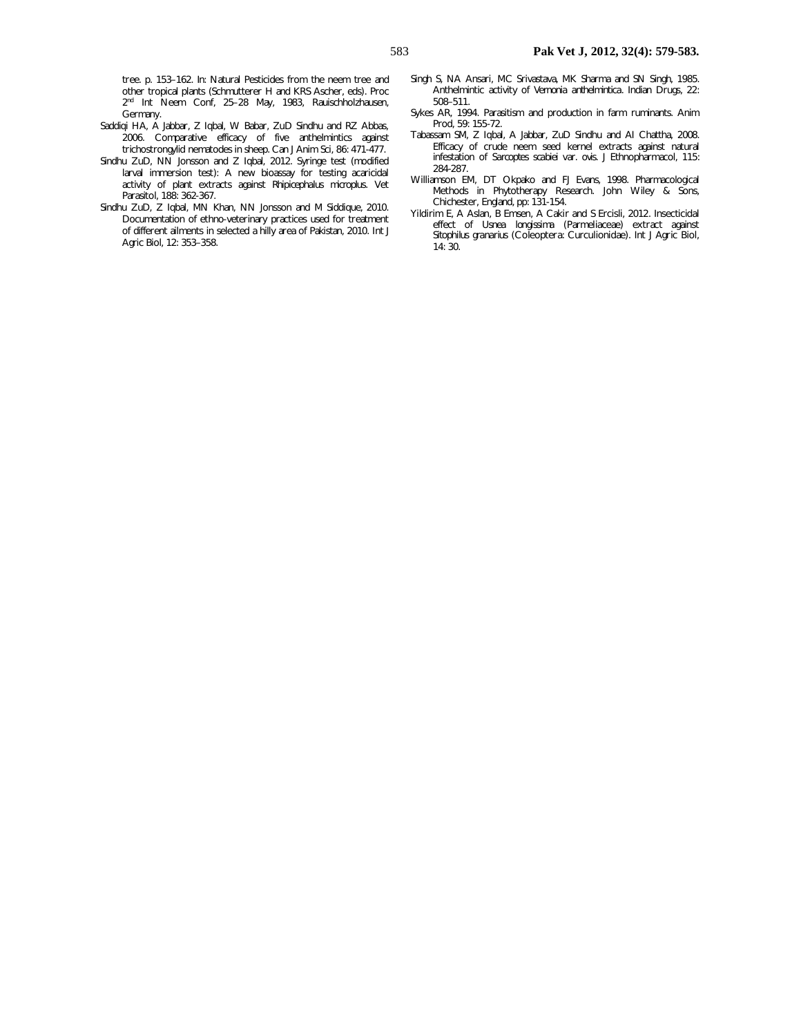tree. p. 153–162. In: Natural Pesticides from the neem tree and other tropical plants (Schmutterer H and KRS Ascher, eds). Proc 2nd Int Neem Conf, 25–28 May, 1983, Rauischholzhausen, Germany.

Saddiqi HA, A Jabbar, Z Iqbal, W Babar, ZuD Sindhu and RZ Abbas, 2006. Comparative efficacy of five anthelmintics against trichostrongylid nematodes in sheep. Can J Anim Sci, 86: 471-477.

Sindhu ZuD, NN Jonsson and Z Iqbal, 2012. Syringe test (modified larval immersion test): A new bioassay for testing acaricidal activity of plant extracts against *Rhipicephalus microplus*. Vet Parasitol, 188: 362-367.

Sindhu ZuD, Z Iqbal, MN Khan, NN Jonsson and M Siddique, 2010. Documentation of ethno-veterinary practices used for treatment of different ailments in selected a hilly area of Pakistan, 2010. Int J Agric Biol, 12: 353–358.

Singh S, NA Ansari, MC Srivastava, MK Sharma and SN Singh, 1985. Anthelmintic activity of *Vernonia anthelmintica*. Indian Drugs, 22: 508–511.

Sykes AR, 1994. Parasitism and production in farm ruminants. Anim Prod, 59: 155-72.

Tabassam SM, Z Iqbal, A Jabbar, ZuD Sindhu and AI Chattha, 2008. Efficacy of crude neem seed kernel extracts against natural infestation of *Sarcoptes scabiei* var. *ovis*. J Ethnopharmacol, 115: 284-287.

Williamson EM, DT Okpako and FJ Evans, 1998. Pharmacological Methods in Phytotherapy Research. John Wiley & Sons, Chichester, England, pp: 131-154.

Yildirim E, A Aslan, B Emsen, A Cakir and S Ercisli, 2012. Insecticidal effect of *Usnea longissima* (Parmeliaceae) extract against *Sitophilus granarius* (Coleoptera: Curculionidae). Int J Agric Biol, 14: 30.